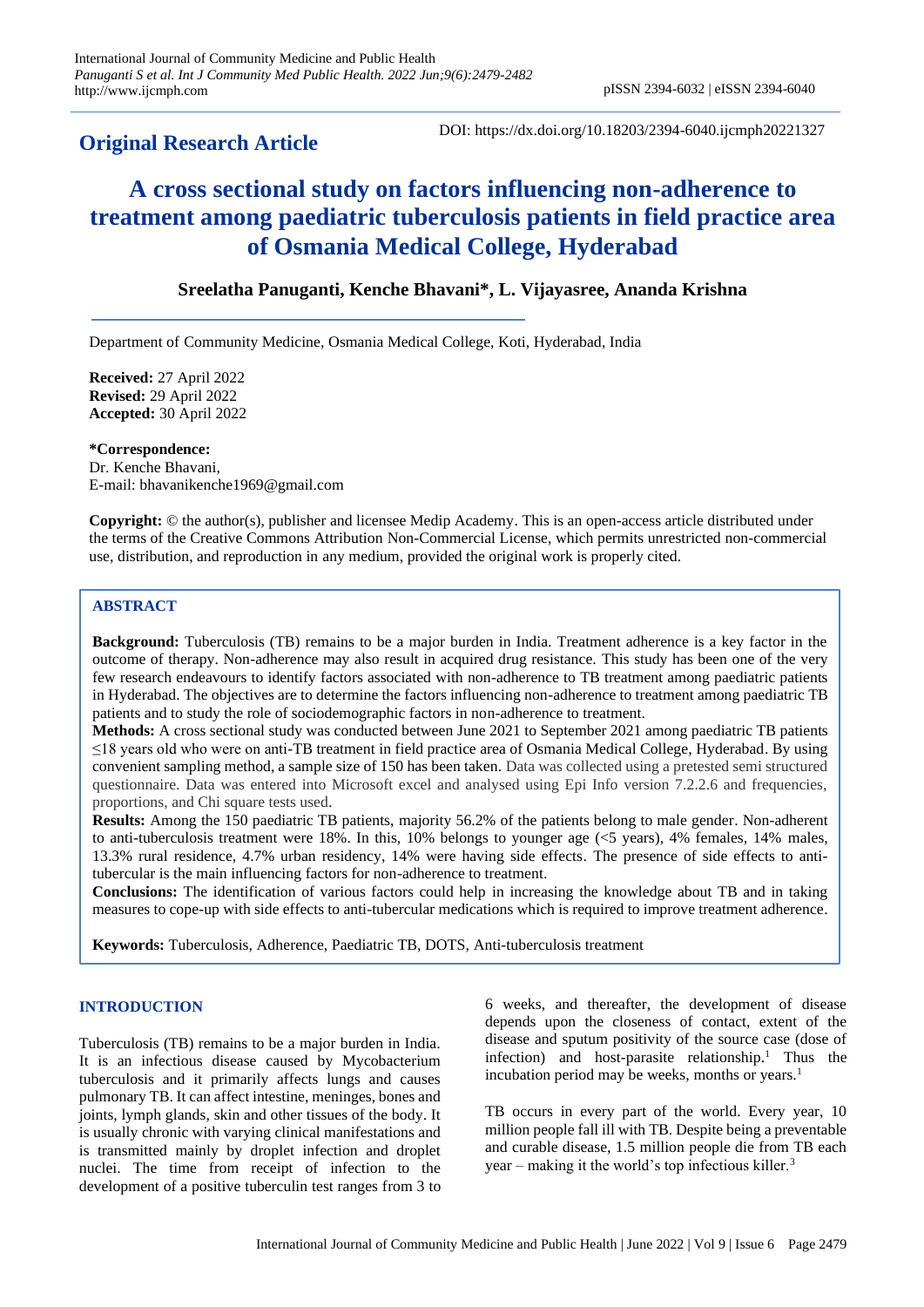**Original Research Article**

DOI: https://dx.doi.org/10.18203/2394-6040.ijcmph20221327

# A cross sectional study on factors influencing non-adherence to treatment among paediatric tuberculosis patients in field practice area of Osmania Medical College, Hyderabad

**Sreelatha Panuganti, Kenche Bhavani*, L. Vijayasree, Ananda Krishna**

Department of Community Medicine, Osmania Medical College, Koti, Hyderabad, India

**Received:** 27 April 2022
**Revised:** 29 April 2022
**Accepted:** 30 April 2022

***Correspondence:**
Dr. Kenche Bhavani,
E-mail: bhavanikenche1969@gmail.com

**Copyright:** © the author(s), publisher and licensee Medip Academy. This is an open-access article distributed under the terms of the Creative Commons Attribution Non-Commercial License, which permits unrestricted non-commercial use, distribution, and reproduction in any medium, provided the original work is properly cited.

## ABSTRACT

**Background:** Tuberculosis (TB) remains to be a major burden in India. Treatment adherence is a key factor in the outcome of therapy. Non-adherence may also result in acquired drug resistance. This study has been one of the very few research endeavours to identify factors associated with non-adherence to TB treatment among paediatric patients in Hyderabad. The objectives are to determine the factors influencing non-adherence to treatment among paediatric TB patients and to study the role of sociodemographic factors in non-adherence to treatment.

**Methods:** A cross sectional study was conducted between June 2021 to September 2021 among paediatric TB patients ≤18 years old who were on anti-TB treatment in field practice area of Osmania Medical College, Hyderabad. By using convenient sampling method, a sample size of 150 has been taken. Data was collected using a pretested semi structured questionnaire. Data was entered into Microsoft excel and analysed using Epi Info version 7.2.2.6 and frequencies, proportions, and Chi square tests used.

**Results:** Among the 150 paediatric TB patients, majority 56.2% of the patients belong to male gender. Non-adherent to anti-tuberculosis treatment were 18%. In this, 10% belongs to younger age (<5 years), 4% females, 14% males, 13.3% rural residence, 4.7% urban residency, 14% were having side effects. The presence of side effects to anti-tubercular is the main influencing factors for non-adherence to treatment.

**Conclusions:** The identification of various factors could help in increasing the knowledge about TB and in taking measures to cope-up with side effects to anti-tubercular medications which is required to improve treatment adherence.

**Keywords:** Tuberculosis, Adherence, Paediatric TB, DOTS, Anti-tuberculosis treatment

## INTRODUCTION

Tuberculosis (TB) remains to be a major burden in India. It is an infectious disease caused by Mycobacterium tuberculosis and it primarily affects lungs and causes pulmonary TB. It can affect intestine, meninges, bones and joints, lymph glands, skin and other tissues of the body. It is usually chronic with varying clinical manifestations and is transmitted mainly by droplet infection and droplet nuclei. The time from receipt of infection to the development of a positive tuberculin test ranges from 3 to 6 weeks, and thereafter, the development of disease depends upon the closeness of contact, extent of the disease and sputum positivity of the source case (dose of infection) and host-parasite relationship.[1] Thus the incubation period may be weeks, months or years.[1]

TB occurs in every part of the world. Every year, 10 million people fall ill with TB. Despite being a preventable and curable disease, 1.5 million people die from TB each year – making it the world's top infectious killer.[3]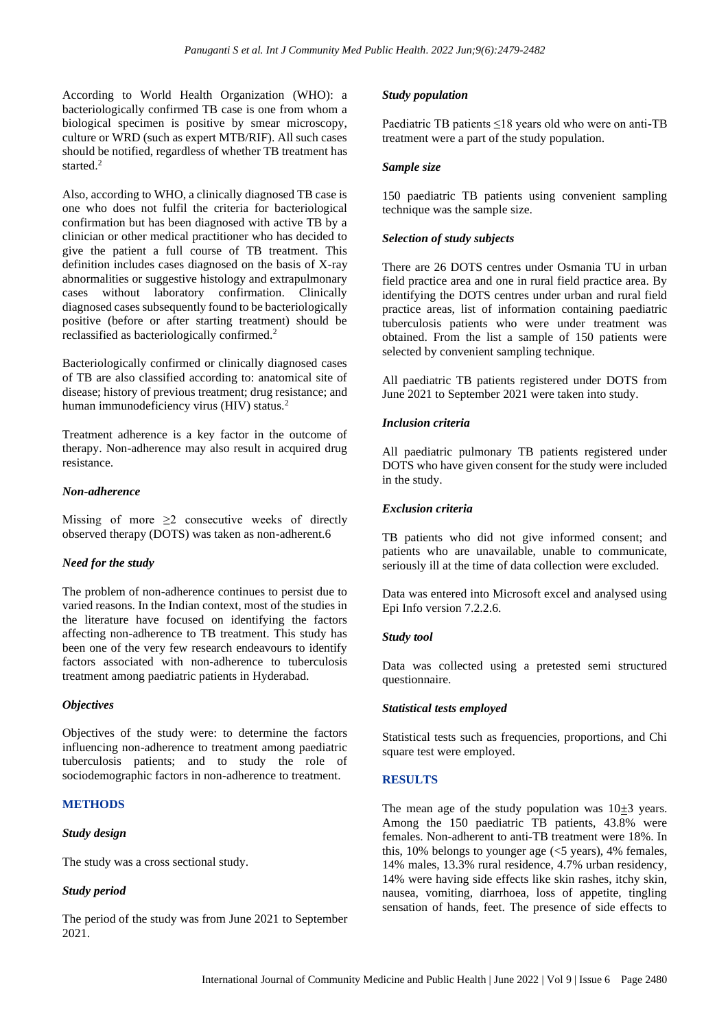According to World Health Organization (WHO): a bacteriologically confirmed TB case is one from whom a biological specimen is positive by smear microscopy, culture or WRD (such as expert MTB/RIF). All such cases should be notified, regardless of whether TB treatment has started.[2]

Also, according to WHO, a clinically diagnosed TB case is one who does not fulfil the criteria for bacteriological confirmation but has been diagnosed with active TB by a clinician or other medical practitioner who has decided to give the patient a full course of TB treatment. This definition includes cases diagnosed on the basis of X-ray abnormalities or suggestive histology and extrapulmonary cases without laboratory confirmation. Clinically diagnosed cases subsequently found to be bacteriologically positive (before or after starting treatment) should be reclassified as bacteriologically confirmed.[2]

Bacteriologically confirmed or clinically diagnosed cases of TB are also classified according to: anatomical site of disease; history of previous treatment; drug resistance; and human immunodeficiency virus (HIV) status.[2]

Treatment adherence is a key factor in the outcome of therapy. Non-adherence may also result in acquired drug resistance.

### *Non-adherence*

Missing of more ≥2 consecutive weeks of directly observed therapy (DOTS) was taken as non-adherent.6

### *Need for the study*

The problem of non-adherence continues to persist due to varied reasons. In the Indian context, most of the studies in the literature have focused on identifying the factors affecting non-adherence to TB treatment. This study has been one of the very few research endeavours to identify factors associated with non-adherence to tuberculosis treatment among paediatric patients in Hyderabad.

### *Objectives*

Objectives of the study were: to determine the factors influencing non-adherence to treatment among paediatric tuberculosis patients; and to study the role of sociodemographic factors in non-adherence to treatment.

## METHODS

### *Study design*

The study was a cross sectional study.

### *Study period*

The period of the study was from June 2021 to September 2021.

### *Study population*

Paediatric TB patients ≤18 years old who were on anti-TB treatment were a part of the study population.

### *Sample size*

150 paediatric TB patients using convenient sampling technique was the sample size.

### *Selection of study subjects*

There are 26 DOTS centres under Osmania TU in urban field practice area and one in rural field practice area. By identifying the DOTS centres under urban and rural field practice areas, list of information containing paediatric tuberculosis patients who were under treatment was obtained. From the list a sample of 150 patients were selected by convenient sampling technique.

All paediatric TB patients registered under DOTS from June 2021 to September 2021 were taken into study.

### *Inclusion criteria*

All paediatric pulmonary TB patients registered under DOTS who have given consent for the study were included in the study.

### *Exclusion criteria*

TB patients who did not give informed consent; and patients who are unavailable, unable to communicate, seriously ill at the time of data collection were excluded.

Data was entered into Microsoft excel and analysed using Epi Info version 7.2.2.6.

### *Study tool*

Data was collected using a pretested semi structured questionnaire.

### *Statistical tests employed*

Statistical tests such as frequencies, proportions, and Chi square test were employed.

## RESULTS

The mean age of the study population was 10±3 years. Among the 150 paediatric TB patients, 43.8% were females. Non-adherent to anti-TB treatment were 18%. In this, 10% belongs to younger age (<5 years), 4% females, 14% males, 13.3% rural residence, 4.7% urban residency, 14% were having side effects like skin rashes, itchy skin, nausea, vomiting, diarrhoea, loss of appetite, tingling sensation of hands, feet. The presence of side effects to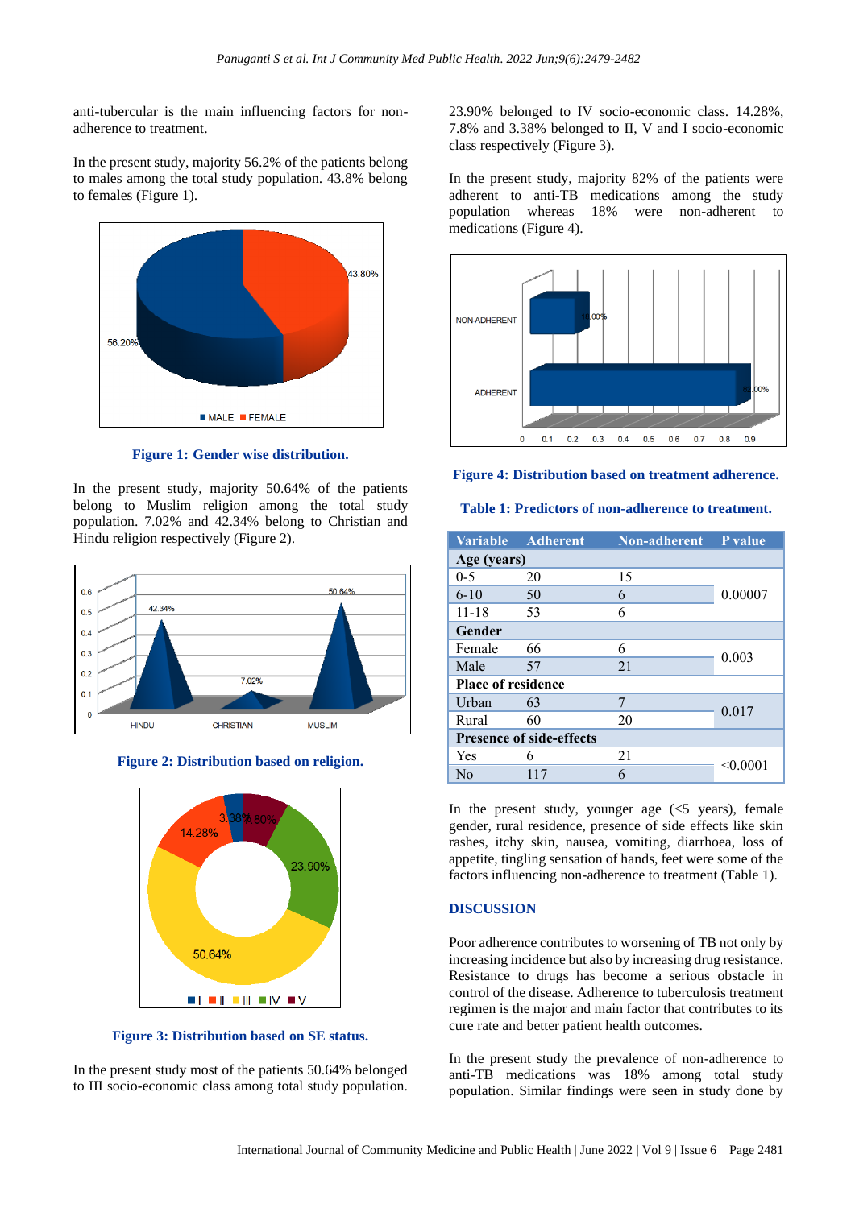anti-tubercular is the main influencing factors for non-adherence to treatment.

In the present study, majority 56.2% of the patients belong to males among the total study population. 43.8% belong to females (Figure 1).

**Figure 1: Gender wise distribution.**

In the present study, majority 50.64% of the patients belong to Muslim religion among the total study population. 7.02% and 42.34% belong to Christian and Hindu religion respectively (Figure 2).

**Figure 2: Distribution based on religion.**

**Figure 3: Distribution based on SE status.**

In the present study most of the patients 50.64% belonged to III socio-economic class among total study population. 23.90% belonged to IV socio-economic class. 14.28%, 7.8% and 3.38% belonged to II, V and I socio-economic class respectively (Figure 3).

In the present study, majority 82% of the patients were adherent to anti-TB medications among the study population whereas 18% were non-adherent to medications (Figure 4).

**Figure 4: Distribution based on treatment adherence.**

**Table 1: Predictors of non-adherence to treatment.**

| Variable | Adherent | Non-adherent | P value |
|---|---|---|---|
| **Age (years)** | | | |
| 0-5 | 20 | 15 | 0.00007 |
| 6-10 | 50 | 6 | |
| 11-18 | 53 | 6 | |
| **Gender** | | | |
| Female | 66 | 6 | 0.003 |
| Male | 57 | 21 | |
| **Place of residence** | | | |
| Urban | 63 | 7 | 0.017 |
| Rural | 60 | 20 | |
| **Presence of side-effects** | | | |
| Yes | 6 | 21 | <0.0001 |
| No | 117 | 6 | |

In the present study, younger age (<5 years), female gender, rural residence, presence of side effects like skin rashes, itchy skin, nausea, vomiting, diarrhoea, loss of appetite, tingling sensation of hands, feet were some of the factors influencing non-adherence to treatment (Table 1).

## DISCUSSION

Poor adherence contributes to worsening of TB not only by increasing incidence but also by increasing drug resistance. Resistance to drugs has become a serious obstacle in control of the disease. Adherence to tuberculosis treatment regimen is the major and main factor that contributes to its cure rate and better patient health outcomes.

In the present study the prevalence of non-adherence to anti-TB medications was 18% among total study population. Similar findings were seen in study done by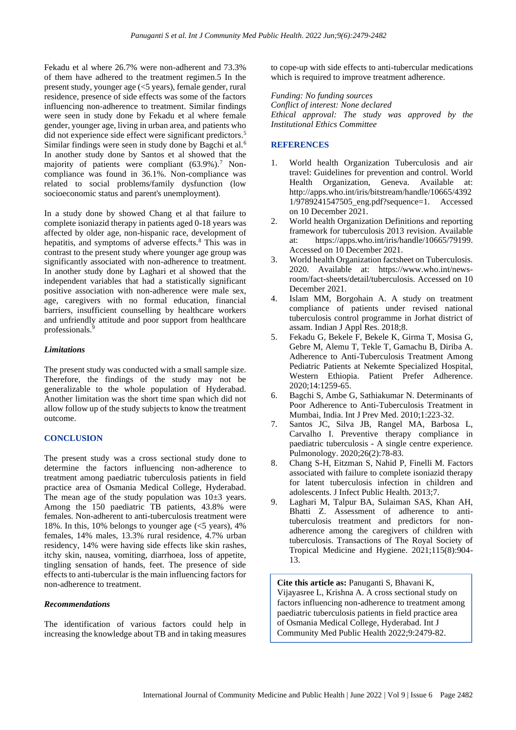Fekadu et al where 26.7% were non-adherent and 73.3% of them have adhered to the treatment regimen.5 In the present study, younger age (<5 years), female gender, rural residence, presence of side effects was some of the factors influencing non-adherence to treatment. Similar findings were seen in study done by Fekadu et al where female gender, younger age, living in urban area, and patients who did not experience side effect were significant predictors.[5] Similar findings were seen in study done by Bagchi et al.[6] In another study done by Santos et al showed that the majority of patients were compliant (63.9%).[7] Non-compliance was found in 36.1%. Non-compliance was related to social problems/family dysfunction (low socioeconomic status and parent's unemployment).

In a study done by showed Chang et al that failure to complete isoniazid therapy in patients aged 0-18 years was affected by older age, non-hispanic race, development of hepatitis, and symptoms of adverse effects.[8] This was in contrast to the present study where younger age group was significantly associated with non-adherence to treatment. In another study done by Laghari et al showed that the independent variables that had a statistically significant positive association with non-adherence were male sex, age, caregivers with no formal education, financial barriers, insufficient counselling by healthcare workers and unfriendly attitude and poor support from healthcare professionals.[9]

### *Limitations*

The present study was conducted with a small sample size. Therefore, the findings of the study may not be generalizable to the whole population of Hyderabad. Another limitation was the short time span which did not allow follow up of the study subjects to know the treatment outcome.

## CONCLUSION

The present study was a cross sectional study done to determine the factors influencing non-adherence to treatment among paediatric tuberculosis patients in field practice area of Osmania Medical College, Hyderabad. The mean age of the study population was 10±3 years. Among the 150 paediatric TB patients, 43.8% were females. Non-adherent to anti-tuberculosis treatment were 18%. In this, 10% belongs to younger age (<5 years), 4% females, 14% males, 13.3% rural residence, 4.7% urban residency, 14% were having side effects like skin rashes, itchy skin, nausea, vomiting, diarrhoea, loss of appetite, tingling sensation of hands, feet. The presence of side effects to anti-tubercular is the main influencing factors for non-adherence to treatment.

### *Recommendations*

The identification of various factors could help in increasing the knowledge about TB and in taking measures to cope-up with side effects to anti-tubercular medications which is required to improve treatment adherence.

*Funding: No funding sources*
*Conflict of interest: None declared*
*Ethical approval: The study was approved by the Institutional Ethics Committee*

## REFERENCES

1. World health Organization Tuberculosis and air travel: Guidelines for prevention and control. World Health Organization, Geneva. Available at: http://apps.who.int/iris/bitstream/handle/10665/43921/9789241547505_eng.pdf?sequence=1. Accessed on 10 December 2021.
2. World health Organization Definitions and reporting framework for tuberculosis 2013 revision. Available at: https://apps.who.int/iris/handle/10665/79199. Accessed on 10 December 2021.
3. World health Organization factsheet on Tuberculosis. 2020. Available at: https://www.who.int/news-room/fact-sheets/detail/tuberculosis. Accessed on 10 December 2021.
4. Islam MM, Borgohain A. A study on treatment compliance of patients under revised national tuberculosis control programme in Jorhat district of assam. Indian J Appl Res. 2018;8.
5. Fekadu G, Bekele F, Bekele K, Girma T, Mosisa G, Gebre M, Alemu T, Tekle T, Gamachu B, Diriba A. Adherence to Anti-Tuberculosis Treatment Among Pediatric Patients at Nekemte Specialized Hospital, Western Ethiopia. Patient Prefer Adherence. 2020;14:1259-65.
6. Bagchi S, Ambe G, Sathiakumar N. Determinants of Poor Adherence to Anti-Tuberculosis Treatment in Mumbai, India. Int J Prev Med. 2010;1:223-32.
7. Santos JC, Silva JB, Rangel MA, Barbosa L, Carvalho I. Preventive therapy compliance in paediatric tuberculosis - A single centre experience. Pulmonology. 2020;26(2):78-83.
8. Chang S-H, Eitzman S, Nahid P, Finelli M. Factors associated with failure to complete isoniazid therapy for latent tuberculosis infection in children and adolescents. J Infect Public Health. 2013;7.
9. Laghari M, Talpur BA, Sulaiman SAS, Khan AH, Bhatti Z. Assessment of adherence to anti-tuberculosis treatment and predictors for non-adherence among the caregivers of children with tuberculosis. Transactions of The Royal Society of Tropical Medicine and Hygiene. 2021;115(8):904-13.

**Cite this article as:** Panuganti S, Bhavani K, Vijayasree L, Krishna A. A cross sectional study on factors influencing non-adherence to treatment among paediatric tuberculosis patients in field practice area of Osmania Medical College, Hyderabad. Int J Community Med Public Health 2022;9:2479-82.